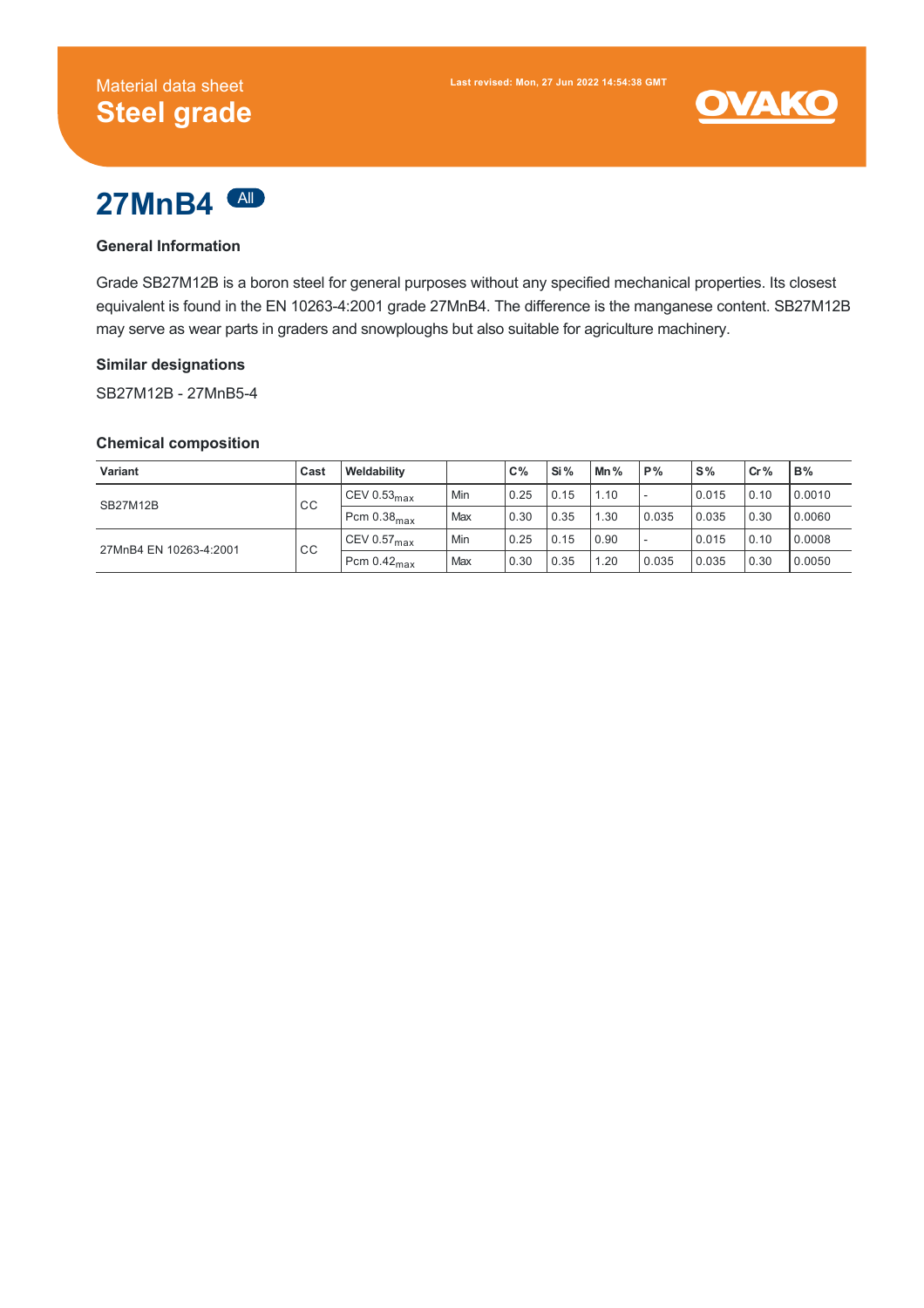Material data sheet

# Steel grade

Last revised: Mon, 27 Jun 2022 14:54:38 GMT

OVAKO

## 27MnB4 All

### General Information

Grade SB27M12B is a boron steel for general purposes without any specified mechanical properties. Its closest equivalent is found in the EN 10263-4:2001 grade 27MnB4. The difference is the manganese content. SB27M12B may serve as wear parts in graders and snowploughs but also suitable for agriculture machinery.

### Similar designations

SB27M12B - 27MnB5-4

### Chemical composition

| Variant | Cast | Weldability | | C% | Si% | Mn% | P% | S% | Cr% | B% |
|---|---|---|---|---|---|---|---|---|---|---|
| SB27M12B | CC | CEV $0.53_{max}$ | Min | 0.25 | 0.15 | 1.10 | - | 0.015 | 0.10 | 0.0010 |
| | | Pcm $0.38_{max}$ | Max | 0.30 | 0.35 | 1.30 | 0.035 | 0.035 | 0.30 | 0.0060 |
| 27MnB4 EN 10263-4:2001 | CC | CEV $0.57_{max}$ | Min | 0.25 | 0.15 | 0.90 | - | 0.015 | 0.10 | 0.0008 |
| | | Pcm $0.42_{max}$ | Max | 0.30 | 0.35 | 1.20 | 0.035 | 0.035 | 0.30 | 0.0050 |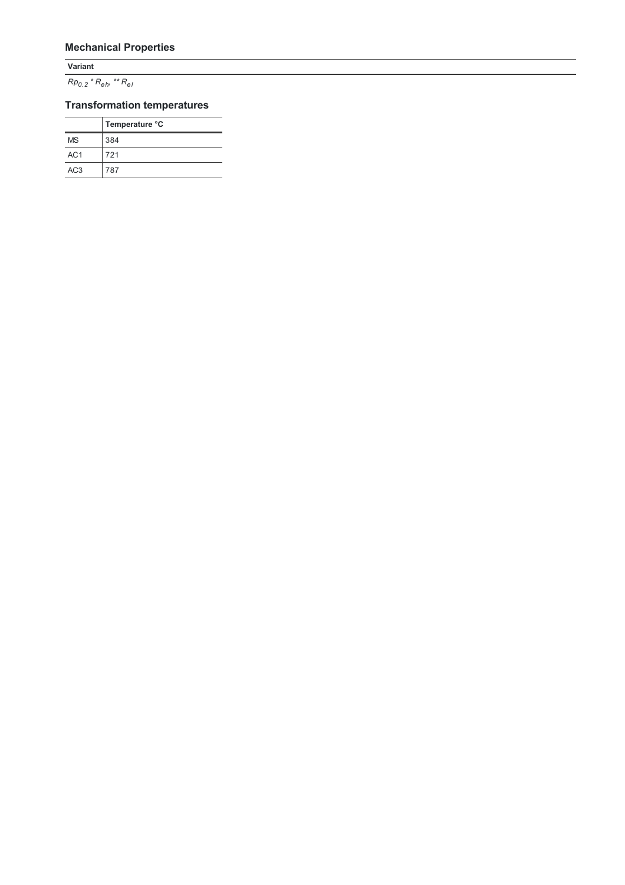## Mechanical Properties

| Variant |
| --- |

$Rp_{0.2}$ * $R_{eh}$, ** $R_{el}$

## Transformation temperatures

| | Temperature °C |
| --- | --- |
| MS | 384 |
| AC1 | 721 |
| AC3 | 787 |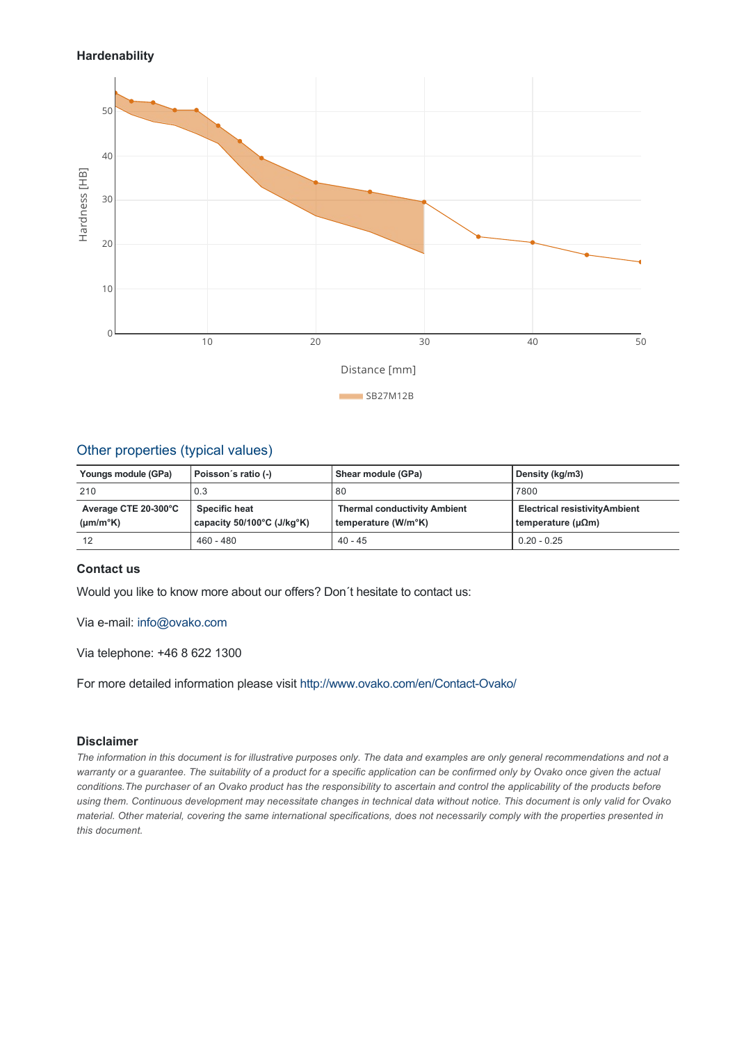### Hardenability

Hardness [HB]

50
40
30
20
10
0

10
20
30
40
50

Distance [mm]

SB27M12B

## Other properties (typical values)

| Youngs module (GPa) | Poisson´s ratio (-) | Shear module (GPa) | Density (kg/m3) |
|---|---|---|---|
| 210 | 0.3 | 80 | 7800 |
| **Average CTE 20-300°C (µm/m°K)** | **Specific heat capacity 50/100°C (J/kg°K)** | **Thermal conductivity Ambient temperature (W/m°K)** | **Electrical resistivityAmbient temperature (µΩm)** |
| 12 | 460 - 480 | 40 - 45 | 0.20 - 0.25 |

### Contact us

Would you like to know more about our offers? Don´t hesitate to contact us:

Via e-mail: info@ovako.com

Via telephone: +46 8 622 1300

For more detailed information please visit http://www.ovako.com/en/Contact-Ovako/

### Disclaimer

*The information in this document is for illustrative purposes only. The data and examples are only general recommendations and not a warranty or a guarantee. The suitability of a product for a specific application can be confirmed only by Ovako once given the actual conditions.The purchaser of an Ovako product has the responsibility to ascertain and control the applicability of the products before using them. Continuous development may necessitate changes in technical data without notice. This document is only valid for Ovako material. Other material, covering the same international specifications, does not necessarily comply with the properties presented in this document.*